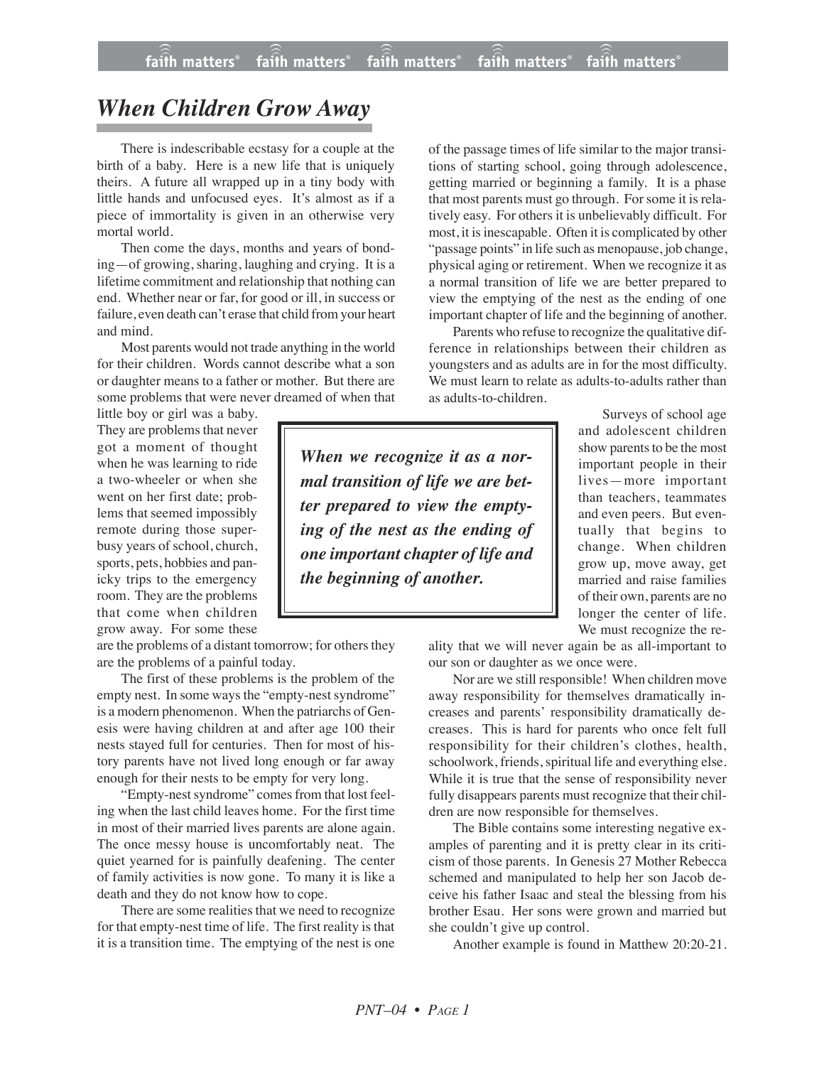# *When Children Grow Away*

There is indescribable ecstasy for a couple at the birth of a baby. Here is a new life that is uniquely theirs. A future all wrapped up in a tiny body with little hands and unfocused eyes. It's almost as if a piece of immortality is given in an otherwise very mortal world.

Then come the days, months and years of bonding—of growing, sharing, laughing and crying. It is a lifetime commitment and relationship that nothing can end. Whether near or far, for good or ill, in success or failure, even death can't erase that child from your heart and mind.

Most parents would not trade anything in the world for their children. Words cannot describe what a son or daughter means to a father or mother. But there are some problems that were never dreamed of when that little boy or girl was a baby. They are problems that never got a moment of thought when he was learning to ride a two-wheeler or when she went on her first date; problems that seemed impossibly remote during those super-busy years of school, church, sports, pets, hobbies and panicky trips to the emergency room. They are the problems that come when children grow away. For some these are the problems of a distant tomorrow; for others they are the problems of a painful today.

The first of these problems is the problem of the empty nest. In some ways the "empty-nest syndrome" is a modern phenomenon. When the patriarchs of Genesis were having children at and after age 100 their nests stayed full for centuries. Then for most of history parents have not lived long enough or far away enough for their nests to be empty for very long.

"Empty-nest syndrome" comes from that lost feeling when the last child leaves home. For the first time in most of their married lives parents are alone again. The once messy house is uncomfortably neat. The quiet yearned for is painfully deafening. The center of family activities is now gone. To many it is like a death and they do not know how to cope.

There are some realities that we need to recognize for that empty-nest time of life. The first reality is that it is a transition time. The emptying of the nest is one of the passage times of life similar to the major transitions of starting school, going through adolescence, getting married or beginning a family. It is a phase that most parents must go through. For some it is relatively easy. For others it is unbelievably difficult. For most, it is inescapable. Often it is complicated by other "passage points" in life such as menopause, job change, physical aging or retirement. When we recognize it as a normal transition of life we are better prepared to view the emptying of the nest as the ending of one important chapter of life and the beginning of another.

> ***When we recognize it as a normal transition of life we are better prepared to view the emptying of the nest as the ending of one important chapter of life and the beginning of another.***

Parents who refuse to recognize the qualitative difference in relationships between their children as youngsters and as adults are in for the most difficulty. We must learn to relate as adults-to-adults rather than as adults-to-children.

Surveys of school age and adolescent children show parents to be the most important people in their lives—more important than teachers, teammates and even peers. But eventually that begins to change. When children grow up, move away, get married and raise families of their own, parents are no longer the center of life. We must recognize the reality that we will never again be as all-important to our son or daughter as we once were.

Nor are we still responsible! When children move away responsibility for themselves dramatically increases and parents' responsibility dramatically decreases. This is hard for parents who once felt full responsibility for their children's clothes, health, schoolwork, friends, spiritual life and everything else. While it is true that the sense of responsibility never fully disappears parents must recognize that their children are now responsible for themselves.

The Bible contains some interesting negative examples of parenting and it is pretty clear in its criticism of those parents. In Genesis 27 Mother Rebecca schemed and manipulated to help her son Jacob deceive his father Isaac and steal the blessing from his brother Esau. Her sons were grown and married but she couldn't give up control.

Another example is found in Matthew 20:20-21.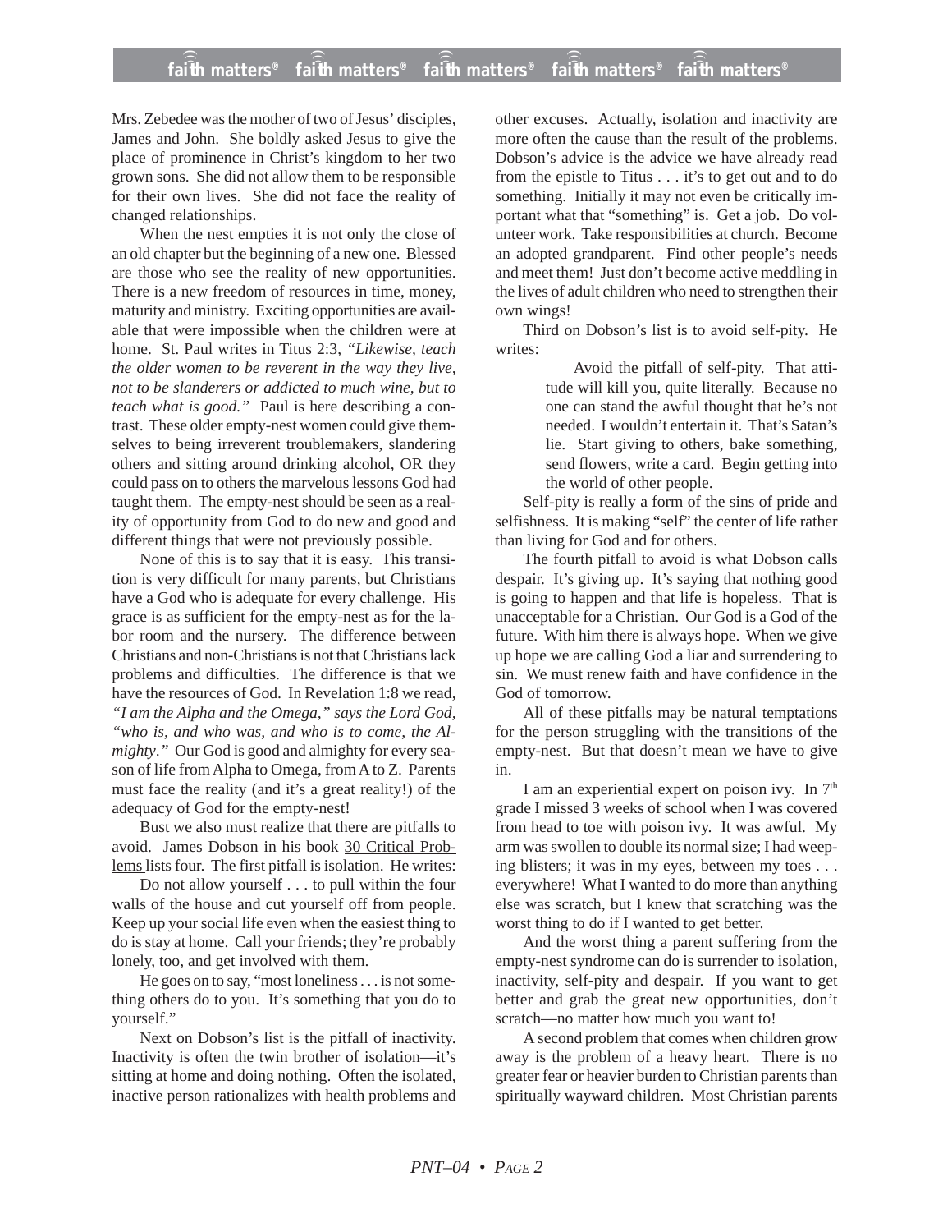Mrs. Zebedee was the mother of two of Jesus' disciples, James and John. She boldly asked Jesus to give the place of prominence in Christ's kingdom to her two grown sons. She did not allow them to be responsible for their own lives. She did not face the reality of changed relationships.

When the nest empties it is not only the close of an old chapter but the beginning of a new one. Blessed are those who see the reality of new opportunities. There is a new freedom of resources in time, money, maturity and ministry. Exciting opportunities are available that were impossible when the children were at home. St. Paul writes in Titus 2:3, "*Likewise, teach the older women to be reverent in the way they live, not to be slanderers or addicted to much wine, but to teach what is good.*" Paul is here describing a contrast. These older empty-nest women could give themselves to being irreverent troublemakers, slandering others and sitting around drinking alcohol, OR they could pass on to others the marvelous lessons God had taught them. The empty-nest should be seen as a reality of opportunity from God to do new and good and different things that were not previously possible.

None of this is to say that it is easy. This transition is very difficult for many parents, but Christians have a God who is adequate for every challenge. His grace is as sufficient for the empty-nest as for the labor room and the nursery. The difference between Christians and non-Christians is not that Christians lack problems and difficulties. The difference is that we have the resources of God. In Revelation 1:8 we read, *"I am the Alpha and the Omega," says the Lord God, "who is, and who was, and who is to come, the Almighty."* Our God is good and almighty for every season of life from Alpha to Omega, from A to Z. Parents must face the reality (and it's a great reality!) of the adequacy of God for the empty-nest!

Bust we also must realize that there are pitfalls to avoid. James Dobson in his book 30 Critical Problems lists four. The first pitfall is isolation. He writes:

Do not allow yourself . . . to pull within the four walls of the house and cut yourself off from people. Keep up your social life even when the easiest thing to do is stay at home. Call your friends; they're probably lonely, too, and get involved with them.

He goes on to say, "most loneliness . . . is not something others do to you. It's something that you do to yourself."

Next on Dobson's list is the pitfall of inactivity. Inactivity is often the twin brother of isolation—it's sitting at home and doing nothing. Often the isolated, inactive person rationalizes with health problems and other excuses. Actually, isolation and inactivity are more often the cause than the result of the problems. Dobson's advice is the advice we have already read from the epistle to Titus . . . it's to get out and to do something. Initially it may not even be critically important what that "something" is. Get a job. Do volunteer work. Take responsibilities at church. Become an adopted grandparent. Find other people's needs and meet them! Just don't become active meddling in the lives of adult children who need to strengthen their own wings!

Third on Dobson's list is to avoid self-pity. He writes:

> Avoid the pitfall of self-pity. That attitude will kill you, quite literally. Because no one can stand the awful thought that he's not needed. I wouldn't entertain it. That's Satan's lie. Start giving to others, bake something, send flowers, write a card. Begin getting into the world of other people.

Self-pity is really a form of the sins of pride and selfishness. It is making "self" the center of life rather than living for God and for others.

The fourth pitfall to avoid is what Dobson calls despair. It's giving up. It's saying that nothing good is going to happen and that life is hopeless. That is unacceptable for a Christian. Our God is a God of the future. With him there is always hope. When we give up hope we are calling God a liar and surrendering to sin. We must renew faith and have confidence in the God of tomorrow.

All of these pitfalls may be natural temptations for the person struggling with the transitions of the empty-nest. But that doesn't mean we have to give in.

I am an experiential expert on poison ivy. In 7th grade I missed 3 weeks of school when I was covered from head to toe with poison ivy. It was awful. My arm was swollen to double its normal size; I had weeping blisters; it was in my eyes, between my toes . . . everywhere! What I wanted to do more than anything else was scratch, but I knew that scratching was the worst thing to do if I wanted to get better.

And the worst thing a parent suffering from the empty-nest syndrome can do is surrender to isolation, inactivity, self-pity and despair. If you want to get better and grab the great new opportunities, don't scratch—no matter how much you want to!

A second problem that comes when children grow away is the problem of a heavy heart. There is no greater fear or heavier burden to Christian parents than spiritually wayward children. Most Christian parents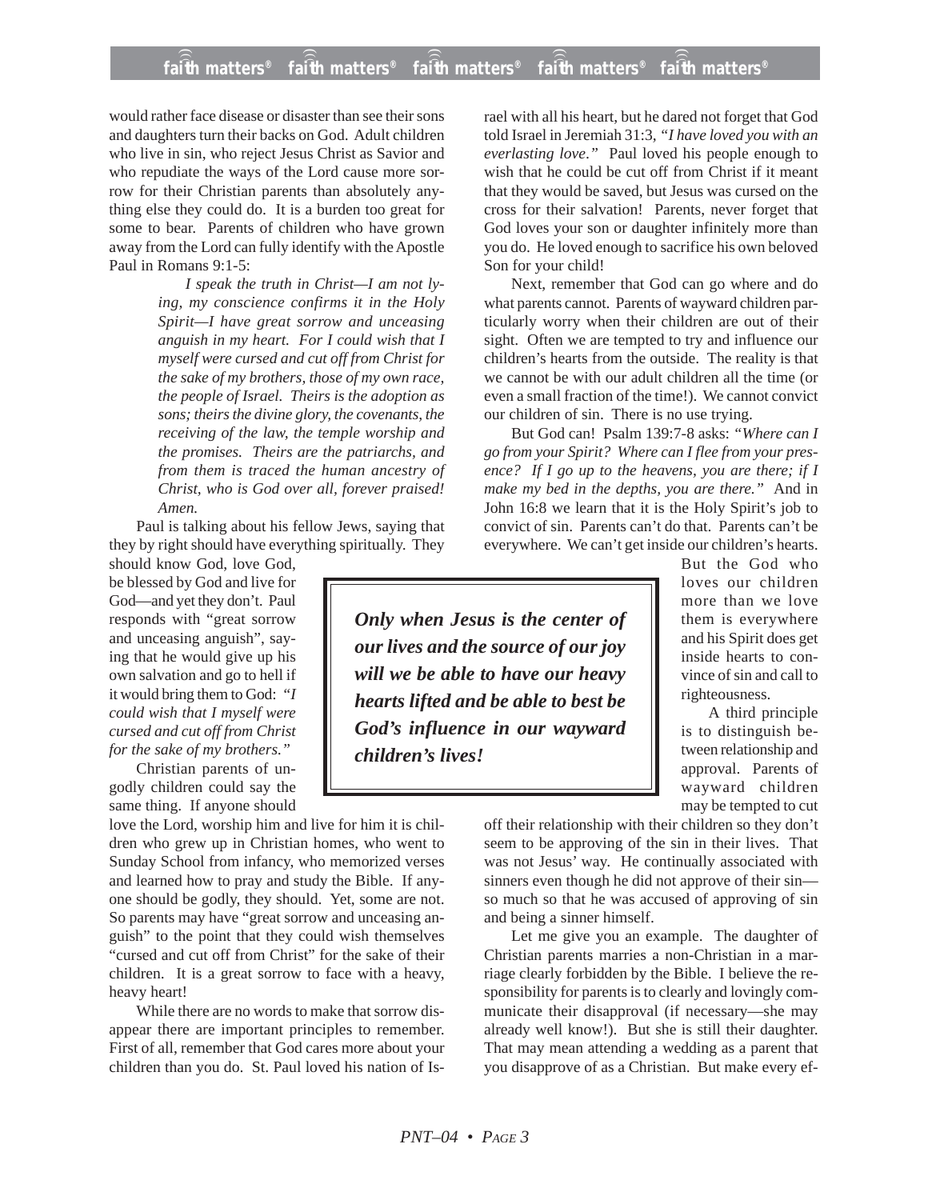would rather face disease or disaster than see their sons and daughters turn their backs on God. Adult children who live in sin, who reject Jesus Christ as Savior and who repudiate the ways of the Lord cause more sorrow for their Christian parents than absolutely anything else they could do. It is a burden too great for some to bear. Parents of children who have grown away from the Lord can fully identify with the Apostle Paul in Romans 9:1-5:

> *I speak the truth in Christ—I am not lying, my conscience confirms it in the Holy Spirit—I have great sorrow and unceasing anguish in my heart. For I could wish that I myself were cursed and cut off from Christ for the sake of my brothers, those of my own race, the people of Israel. Theirs is the adoption as sons; theirs the divine glory, the covenants, the receiving of the law, the temple worship and the promises. Theirs are the patriarchs, and from them is traced the human ancestry of Christ, who is God over all, forever praised! Amen.*

Paul is talking about his fellow Jews, saying that they by right should have everything spiritually. They should know God, love God, be blessed by God and live for God—and yet they don't. Paul responds with "great sorrow and unceasing anguish", saying that he would give up his own salvation and go to hell if it would bring them to God: *"I could wish that I myself were cursed and cut off from Christ for the sake of my brothers."*

Christian parents of ungodly children could say the same thing. If anyone should love the Lord, worship him and live for him it is children who grew up in Christian homes, who went to Sunday School from infancy, who memorized verses and learned how to pray and study the Bible. If anyone should be godly, they should. Yet, some are not. So parents may have "great sorrow and unceasing anguish" to the point that they could wish themselves "cursed and cut off from Christ" for the sake of their children. It is a great sorrow to face with a heavy, heavy heart!

While there are no words to make that sorrow disappear there are important principles to remember. First of all, remember that God cares more about your children than you do. St. Paul loved his nation of Israel with all his heart, but he dared not forget that God told Israel in Jeremiah 31:3, *"I have loved you with an everlasting love."* Paul loved his people enough to wish that he could be cut off from Christ if it meant that they would be saved, but Jesus was cursed on the cross for their salvation! Parents, never forget that God loves your son or daughter infinitely more than you do. He loved enough to sacrifice his own beloved Son for your child!

Next, remember that God can go where and do what parents cannot. Parents of wayward children particularly worry when their children are out of their sight. Often we are tempted to try and influence our children's hearts from the outside. The reality is that we cannot be with our adult children all the time (or even a small fraction of the time!). We cannot convict our children of sin. There is no use trying.

But God can! Psalm 139:7-8 asks: *"Where can I go from your Spirit? Where can I flee from your presence? If I go up to the heavens, you are there; if I make my bed in the depths, you are there."* And in John 16:8 we learn that it is the Holy Spirit's job to convict of sin. Parents can't do that. Parents can't be everywhere. We can't get inside our children's hearts. But the God who loves our children more than we love them is everywhere and his Spirit does get inside hearts to convince of sin and call to righteousness.

> ***Only when Jesus is the center of our lives and the source of our joy will we be able to have our heavy hearts lifted and be able to best be God's influence in our wayward children's lives!***

A third principle is to distinguish between relationship and approval. Parents of wayward children may be tempted to cut off their relationship with their children so they don't seem to be approving of the sin in their lives. That was not Jesus' way. He continually associated with sinners even though he did not approve of their sin—so much so that he was accused of approving of sin and being a sinner himself.

Let me give you an example. The daughter of Christian parents marries a non-Christian in a marriage clearly forbidden by the Bible. I believe the responsibility for parents is to clearly and lovingly communicate their disapproval (if necessary—she may already well know!). But she is still their daughter. That may mean attending a wedding as a parent that you disapprove of as a Christian. But make every ef-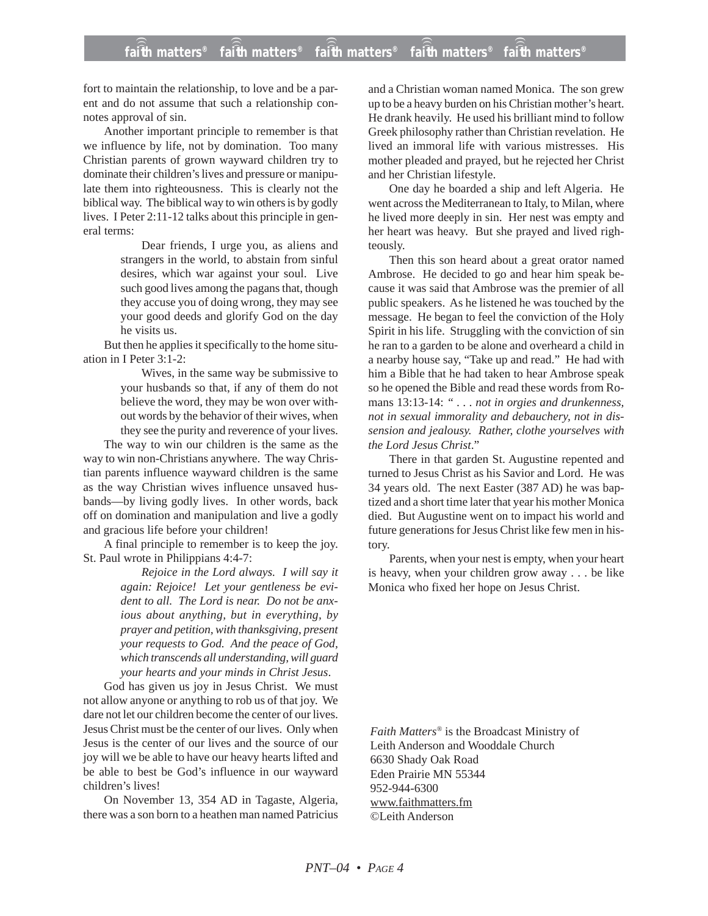fort to maintain the relationship, to love and be a parent and do not assume that such a relationship connotes approval of sin.

Another important principle to remember is that we influence by life, not by domination. Too many Christian parents of grown wayward children try to dominate their children's lives and pressure or manipulate them into righteousness. This is clearly not the biblical way. The biblical way to win others is by godly lives. I Peter 2:11-12 talks about this principle in general terms:

> Dear friends, I urge you, as aliens and strangers in the world, to abstain from sinful desires, which war against your soul. Live such good lives among the pagans that, though they accuse you of doing wrong, they may see your good deeds and glorify God on the day he visits us.

But then he applies it specifically to the home situation in I Peter 3:1-2:

> Wives, in the same way be submissive to your husbands so that, if any of them do not believe the word, they may be won over without words by the behavior of their wives, when they see the purity and reverence of your lives.

The way to win our children is the same as the way to win non-Christians anywhere. The way Christian parents influence wayward children is the same as the way Christian wives influence unsaved husbands—by living godly lives. In other words, back off on domination and manipulation and live a godly and gracious life before your children!

A final principle to remember is to keep the joy. St. Paul wrote in Philippians 4:4-7:

> *Rejoice in the Lord always. I will say it again: Rejoice! Let your gentleness be evident to all. The Lord is near. Do not be anxious about anything, but in everything, by prayer and petition, with thanksgiving, present your requests to God. And the peace of God, which transcends all understanding, will guard your hearts and your minds in Christ Jesus*.

God has given us joy in Jesus Christ. We must not allow anyone or anything to rob us of that joy. We dare not let our children become the center of our lives. Jesus Christ must be the center of our lives. Only when Jesus is the center of our lives and the source of our joy will we be able to have our heavy hearts lifted and be able to best be God's influence in our wayward children's lives!

On November 13, 354 AD in Tagaste, Algeria, there was a son born to a heathen man named Patricius and a Christian woman named Monica. The son grew up to be a heavy burden on his Christian mother's heart. He drank heavily. He used his brilliant mind to follow Greek philosophy rather than Christian revelation. He lived an immoral life with various mistresses. His mother pleaded and prayed, but he rejected her Christ and her Christian lifestyle.

One day he boarded a ship and left Algeria. He went across the Mediterranean to Italy, to Milan, where he lived more deeply in sin. Her nest was empty and her heart was heavy. But she prayed and lived righteously.

Then this son heard about a great orator named Ambrose. He decided to go and hear him speak because it was said that Ambrose was the premier of all public speakers. As he listened he was touched by the message. He began to feel the conviction of the Holy Spirit in his life. Struggling with the conviction of sin he ran to a garden to be alone and overheard a child in a nearby house say, "Take up and read." He had with him a Bible that he had taken to hear Ambrose speak so he opened the Bible and read these words from Romans 13:13-14: *" . . . not in orgies and drunkenness, not in sexual immorality and debauchery, not in dissension and jealousy. Rather, clothe yourselves with the Lord Jesus Christ*."

There in that garden St. Augustine repented and turned to Jesus Christ as his Savior and Lord. He was 34 years old. The next Easter (387 AD) he was baptized and a short time later that year his mother Monica died. But Augustine went on to impact his world and future generations for Jesus Christ like few men in history.

Parents, when your nest is empty, when your heart is heavy, when your children grow away . . . be like Monica who fixed her hope on Jesus Christ.

*Faith Matters*® is the Broadcast Ministry of
Leith Anderson and Wooddale Church
6630 Shady Oak Road
Eden Prairie MN 55344
952-944-6300
www.faithmatters.fm
©Leith Anderson